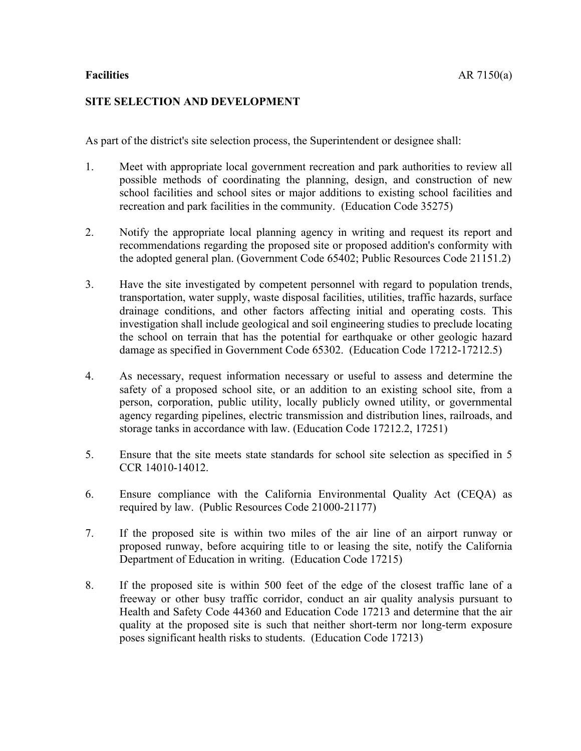**Facilities** AR 7150(a)

## SITE SELECTION AND DEVELOPMENT

As part of the district's site selection process, the Superintendent or designee shall:

1. Meet with appropriate local government recreation and park authorities to review all possible methods of coordinating the planning, design, and construction of new school facilities and school sites or major additions to existing school facilities and recreation and park facilities in the community. (Education Code 35275)

2. Notify the appropriate local planning agency in writing and request its report and recommendations regarding the proposed site or proposed addition's conformity with the adopted general plan. (Government Code 65402; Public Resources Code 21151.2)

3. Have the site investigated by competent personnel with regard to population trends, transportation, water supply, waste disposal facilities, utilities, traffic hazards, surface drainage conditions, and other factors affecting initial and operating costs. This investigation shall include geological and soil engineering studies to preclude locating the school on terrain that has the potential for earthquake or other geologic hazard damage as specified in Government Code 65302. (Education Code 17212-17212.5)

4. As necessary, request information necessary or useful to assess and determine the safety of a proposed school site, or an addition to an existing school site, from a person, corporation, public utility, locally publicly owned utility, or governmental agency regarding pipelines, electric transmission and distribution lines, railroads, and storage tanks in accordance with law. (Education Code 17212.2, 17251)

5. Ensure that the site meets state standards for school site selection as specified in 5 CCR 14010-14012.

6. Ensure compliance with the California Environmental Quality Act (CEQA) as required by law. (Public Resources Code 21000-21177)

7. If the proposed site is within two miles of the air line of an airport runway or proposed runway, before acquiring title to or leasing the site, notify the California Department of Education in writing. (Education Code 17215)

8. If the proposed site is within 500 feet of the edge of the closest traffic lane of a freeway or other busy traffic corridor, conduct an air quality analysis pursuant to Health and Safety Code 44360 and Education Code 17213 and determine that the air quality at the proposed site is such that neither short-term nor long-term exposure poses significant health risks to students. (Education Code 17213)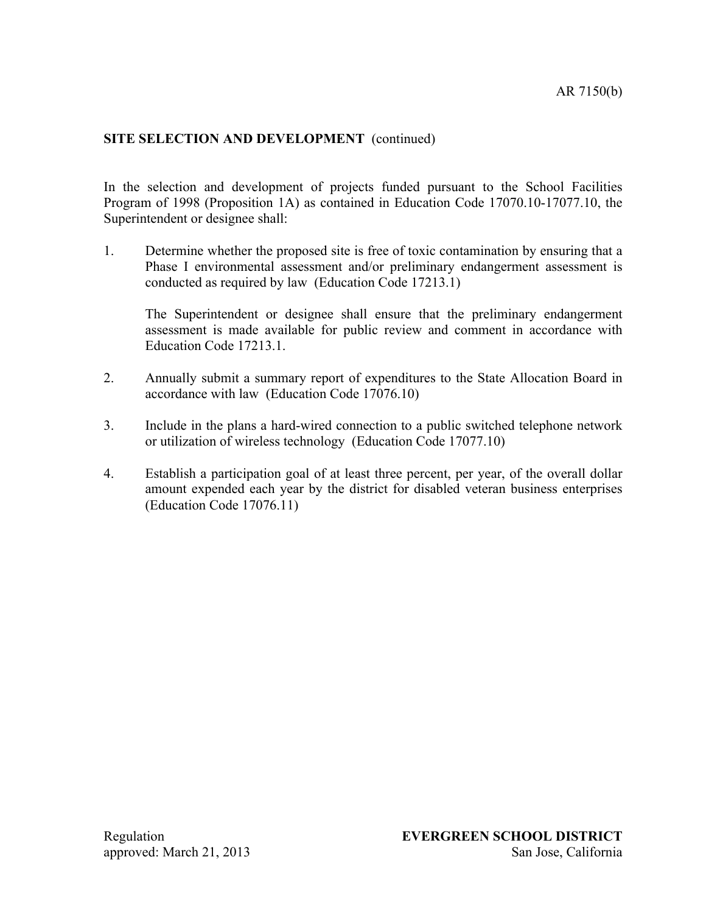**SITE SELECTION AND DEVELOPMENT** (continued)

In the selection and development of projects funded pursuant to the School Facilities Program of 1998 (Proposition 1A) as contained in Education Code 17070.10-17077.10, the Superintendent or designee shall:

1. Determine whether the proposed site is free of toxic contamination by ensuring that a Phase I environmental assessment and/or preliminary endangerment assessment is conducted as required by law (Education Code 17213.1)

   The Superintendent or designee shall ensure that the preliminary endangerment assessment is made available for public review and comment in accordance with Education Code 17213.1.

2. Annually submit a summary report of expenditures to the State Allocation Board in accordance with law (Education Code 17076.10)

3. Include in the plans a hard-wired connection to a public switched telephone network or utilization of wireless technology (Education Code 17077.10)

4. Establish a participation goal of at least three percent, per year, of the overall dollar amount expended each year by the district for disabled veteran business enterprises (Education Code 17076.11)

Regulation
approved: March 21, 2013

**EVERGREEN SCHOOL DISTRICT**
San Jose, California